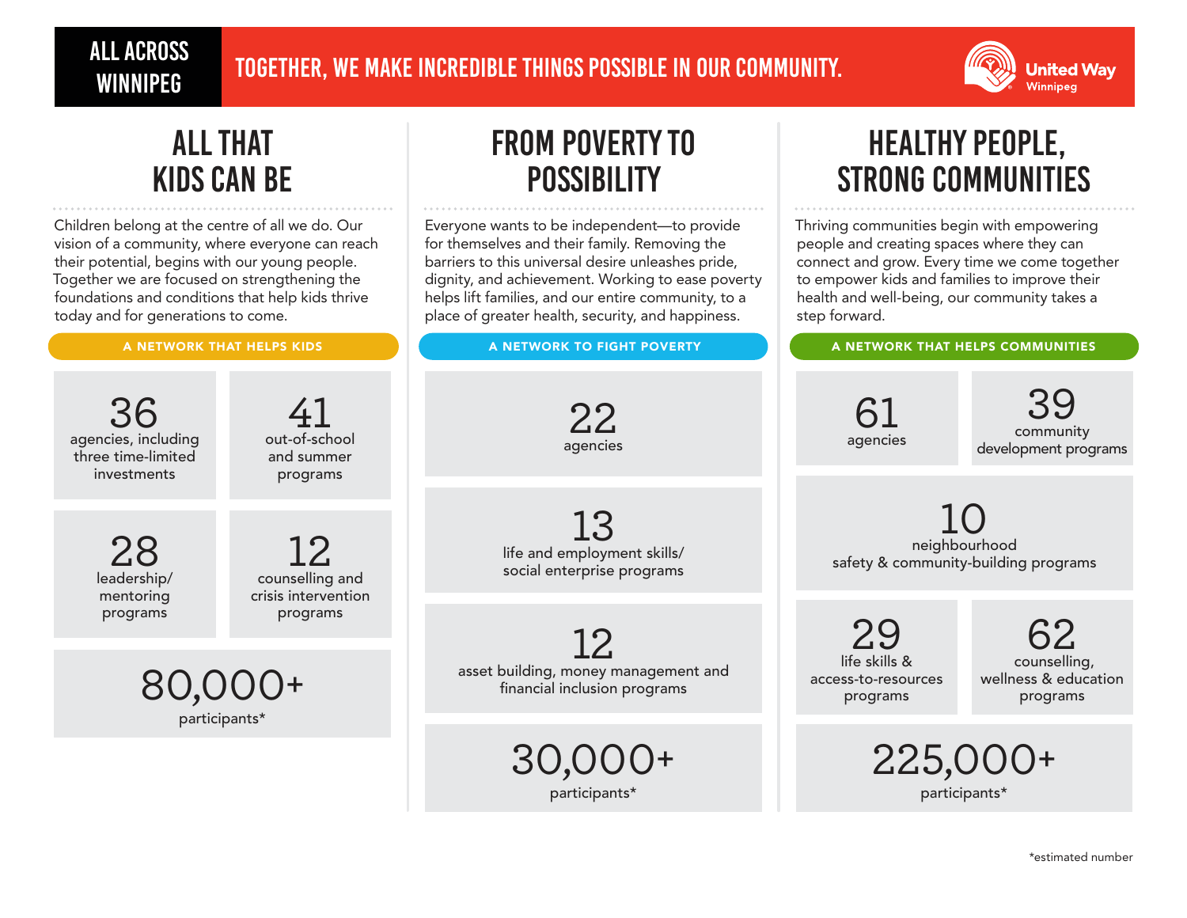# ALL ACROSS WINNIPEG

**TOGETHER, WE MAKE INCREDIBLE THINGS POSSIBLE IN OUR COMMUNITY.**

United Way Winnipeg

## ALL THAT KIDS CAN BE

Children belong at the centre of all we do. Our vision of a community, where everyone can reach their potential, begins with our young people. Together we are focused on strengthening the foundations and conditions that help kids thrive today and for generations to come.

**A NETWORK THAT HELPS KIDS**

- **36** agencies, including three time-limited investments
- **41** out-of-school and summer programs
- **28** leadership/mentoring programs
- **12** counselling and crisis intervention programs
- **80,000+** participants*

## FROM POVERTY TO POSSIBILITY

Everyone wants to be independent—to provide for themselves and their family. Removing the barriers to this universal desire unleashes pride, dignity, and achievement. Working to ease poverty helps lift families, and our entire community, to a place of greater health, security, and happiness.

**A NETWORK TO FIGHT POVERTY**

- **22** agencies
- **13** life and employment skills/social enterprise programs
- **12** asset building, money management and financial inclusion programs
- **30,000+** participants*

## HEALTHY PEOPLE, STRONG COMMUNITIES

Thriving communities begin with empowering people and creating spaces where they can connect and grow. Every time we come together to empower kids and families to improve their health and well-being, our community takes a step forward.

**A NETWORK THAT HELPS COMMUNITIES**

- **61** agencies
- **39** community development programs
- **10** neighbourhood safety & community-building programs
- **29** life skills & access-to-resources programs
- **62** counselling, wellness & education programs
- **225,000+** participants*

*estimated number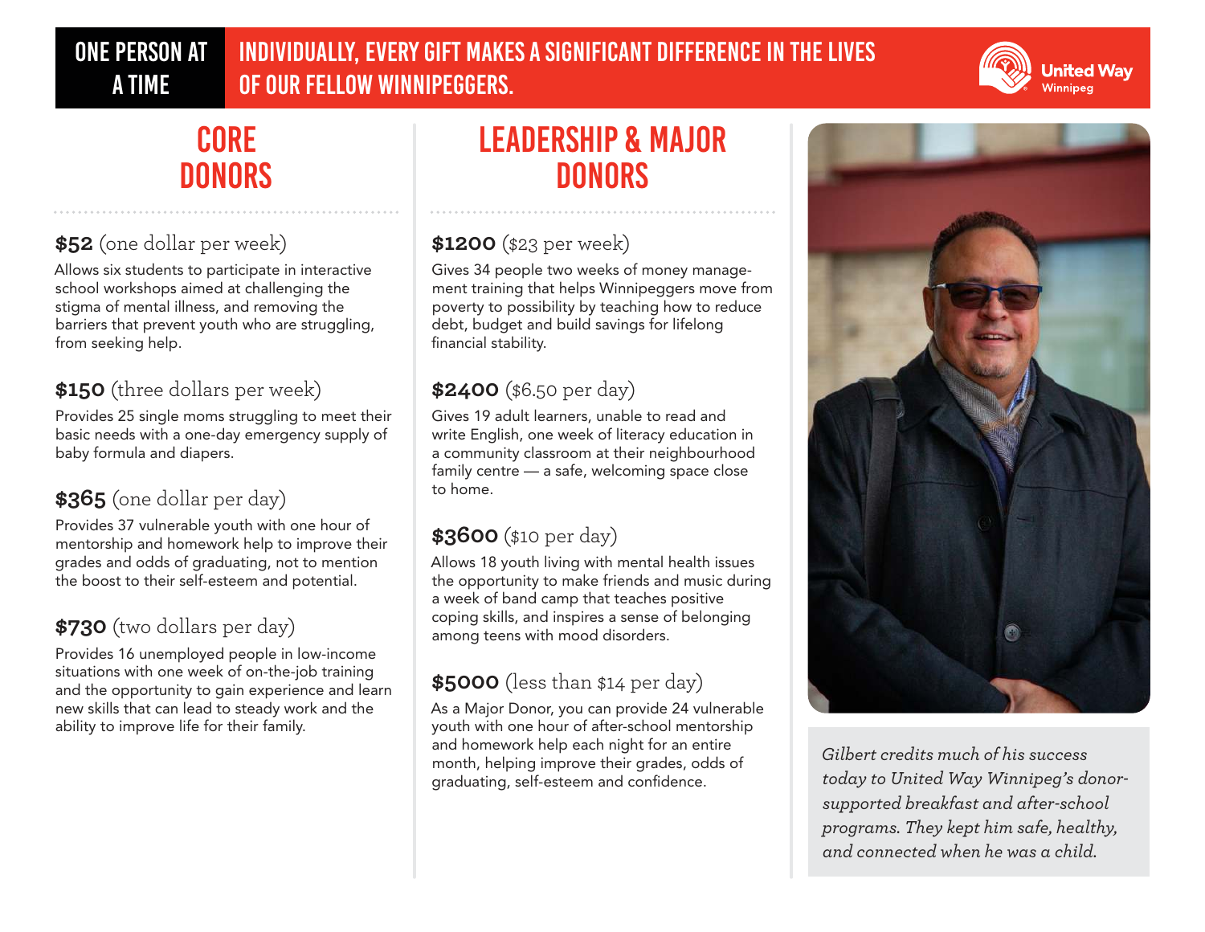# ONE PERSON AT A TIME

**INDIVIDUALLY, EVERY GIFT MAKES A SIGNIFICANT DIFFERENCE IN THE LIVES OF OUR FELLOW WINNIPEGGERS.**

United Way Winnipeg

## CORE DONORS

**$52** (one dollar per week)
Allows six students to participate in interactive school workshops aimed at challenging the stigma of mental illness, and removing the barriers that prevent youth who are struggling, from seeking help.

**$150** (three dollars per week)
Provides 25 single moms struggling to meet their basic needs with a one-day emergency supply of baby formula and diapers.

**$365** (one dollar per day)
Provides 37 vulnerable youth with one hour of mentorship and homework help to improve their grades and odds of graduating, not to mention the boost to their self-esteem and potential.

**$730** (two dollars per day)
Provides 16 unemployed people in low-income situations with one week of on-the-job training and the opportunity to gain experience and learn new skills that can lead to steady work and the ability to improve life for their family.

## LEADERSHIP & MAJOR DONORS

**$1200** ($23 per week)
Gives 34 people two weeks of money management training that helps Winnipeggers move from poverty to possibility by teaching how to reduce debt, budget and build savings for lifelong financial stability.

**$2400** ($6.50 per day)
Gives 19 adult learners, unable to read and write English, one week of literacy education in a community classroom at their neighbourhood family centre — a safe, welcoming space close to home.

**$3600** ($10 per day)
Allows 18 youth living with mental health issues the opportunity to make friends and music during a week of band camp that teaches positive coping skills, and inspires a sense of belonging among teens with mood disorders.

**$5000** (less than $14 per day)
As a Major Donor, you can provide 24 vulnerable youth with one hour of after-school mentorship and homework help each night for an entire month, helping improve their grades, odds of graduating, self-esteem and confidence.

*Gilbert credits much of his success today to United Way Winnipeg's donor-supported breakfast and after-school programs. They kept him safe, healthy, and connected when he was a child.*